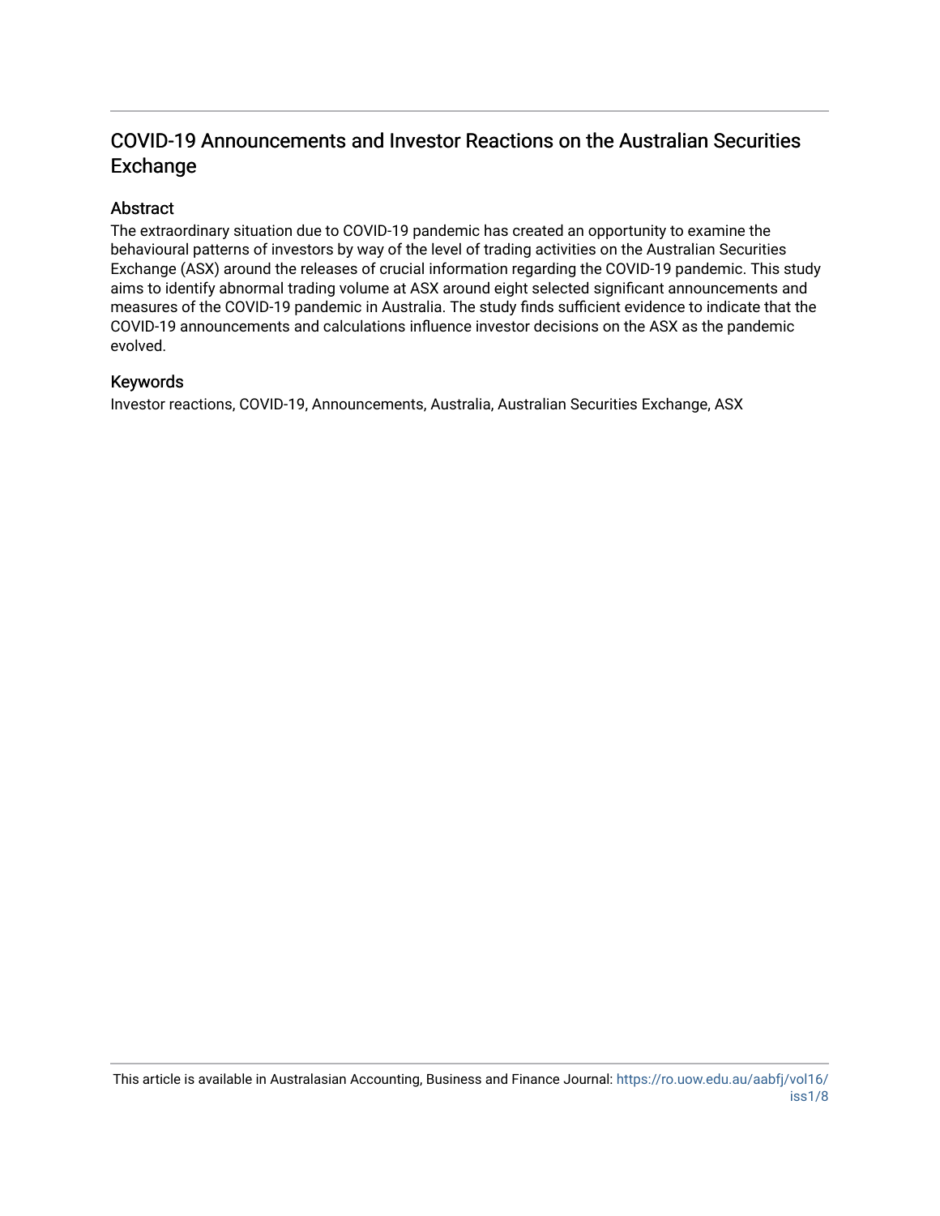# COVID-19 Announcements and Investor Reactions on the Australian Securities Exchange

## Abstract

The extraordinary situation due to COVID-19 pandemic has created an opportunity to examine the behavioural patterns of investors by way of the level of trading activities on the Australian Securities Exchange (ASX) around the releases of crucial information regarding the COVID-19 pandemic. This study aims to identify abnormal trading volume at ASX around eight selected significant announcements and measures of the COVID-19 pandemic in Australia. The study finds sufficient evidence to indicate that the COVID-19 announcements and calculations influence investor decisions on the ASX as the pandemic evolved.

## Keywords

Investor reactions, COVID-19, Announcements, Australia, Australian Securities Exchange, ASX

This article is available in Australasian Accounting, Business and Finance Journal: https://ro.uow.edu.au/aabfj/vol16/iss1/8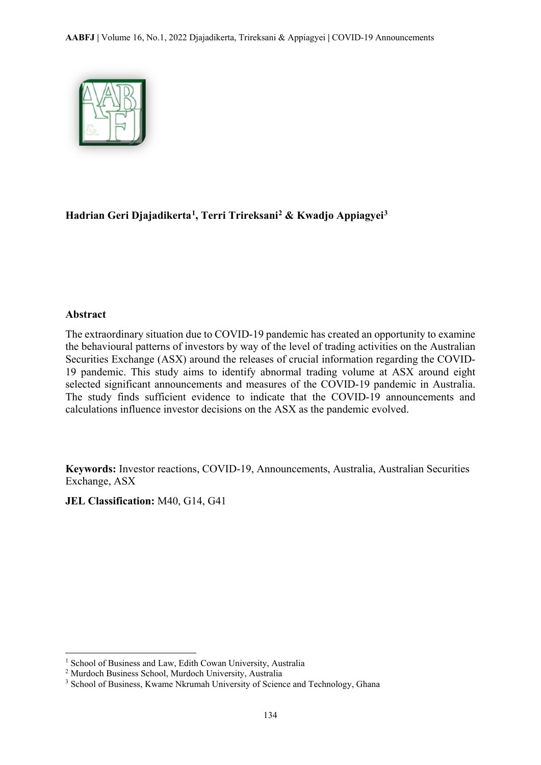**Hadrian Geri Djajadikerta[1], Terri Trireksani[2] & Kwadjo Appiagyei[3]**

**Abstract**

The extraordinary situation due to COVID-19 pandemic has created an opportunity to examine the behavioural patterns of investors by way of the level of trading activities on the Australian Securities Exchange (ASX) around the releases of crucial information regarding the COVID-19 pandemic. This study aims to identify abnormal trading volume at ASX around eight selected significant announcements and measures of the COVID-19 pandemic in Australia. The study finds sufficient evidence to indicate that the COVID-19 announcements and calculations influence investor decisions on the ASX as the pandemic evolved.

**Keywords:** Investor reactions, COVID-19, Announcements, Australia, Australian Securities Exchange, ASX

**JEL Classification:** M40, G14, G41

---

[1] School of Business and Law, Edith Cowan University, Australia
[2] Murdoch Business School, Murdoch University, Australia
[3] School of Business, Kwame Nkrumah University of Science and Technology, Ghana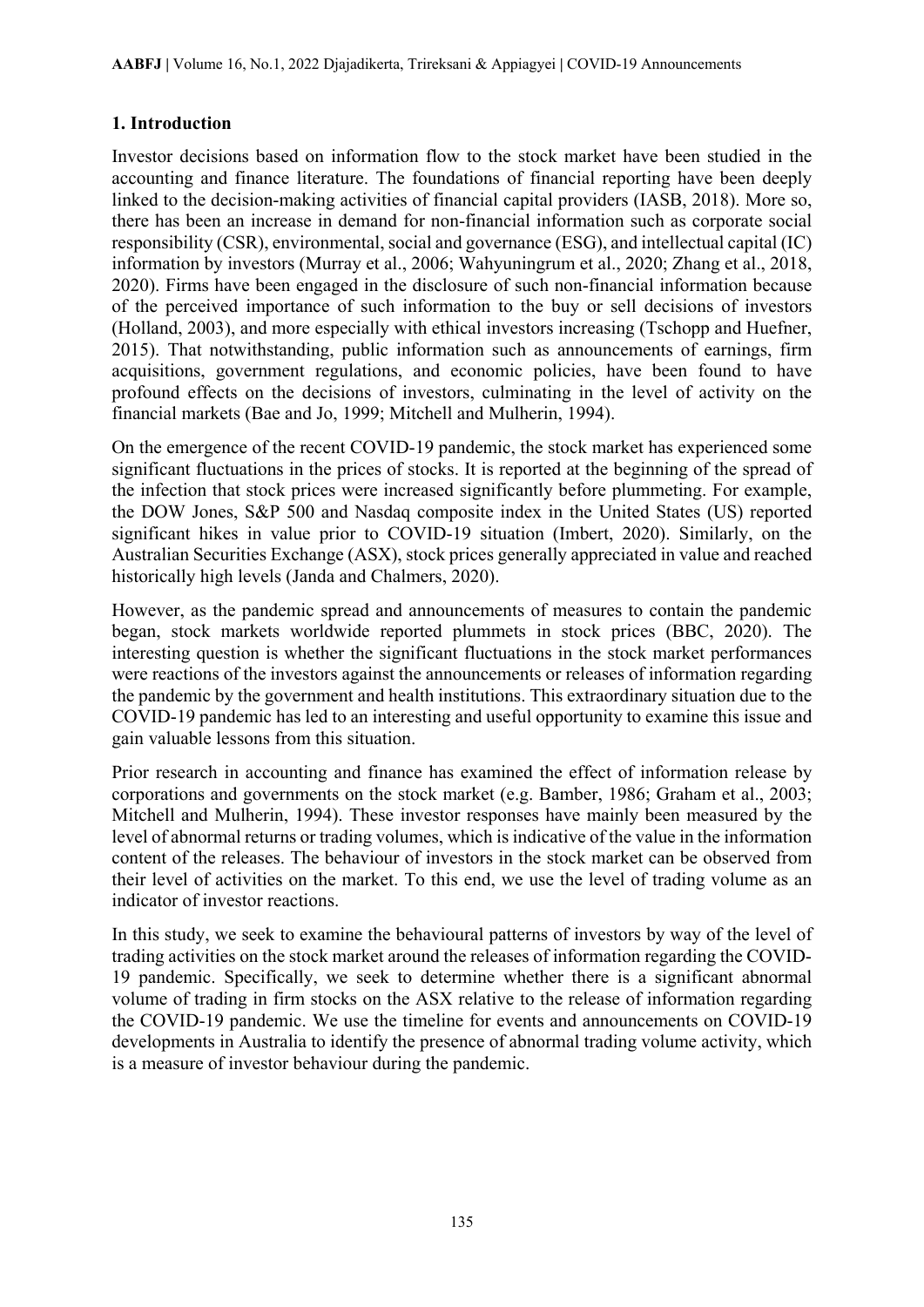## 1. Introduction

Investor decisions based on information flow to the stock market have been studied in the accounting and finance literature. The foundations of financial reporting have been deeply linked to the decision-making activities of financial capital providers (IASB, 2018). More so, there has been an increase in demand for non-financial information such as corporate social responsibility (CSR), environmental, social and governance (ESG), and intellectual capital (IC) information by investors (Murray et al., 2006; Wahyuningrum et al., 2020; Zhang et al., 2018, 2020). Firms have been engaged in the disclosure of such non-financial information because of the perceived importance of such information to the buy or sell decisions of investors (Holland, 2003), and more especially with ethical investors increasing (Tschopp and Huefner, 2015). That notwithstanding, public information such as announcements of earnings, firm acquisitions, government regulations, and economic policies, have been found to have profound effects on the decisions of investors, culminating in the level of activity on the financial markets (Bae and Jo, 1999; Mitchell and Mulherin, 1994).

On the emergence of the recent COVID-19 pandemic, the stock market has experienced some significant fluctuations in the prices of stocks. It is reported at the beginning of the spread of the infection that stock prices were increased significantly before plummeting. For example, the DOW Jones, S&P 500 and Nasdaq composite index in the United States (US) reported significant hikes in value prior to COVID-19 situation (Imbert, 2020). Similarly, on the Australian Securities Exchange (ASX), stock prices generally appreciated in value and reached historically high levels (Janda and Chalmers, 2020).

However, as the pandemic spread and announcements of measures to contain the pandemic began, stock markets worldwide reported plummets in stock prices (BBC, 2020). The interesting question is whether the significant fluctuations in the stock market performances were reactions of the investors against the announcements or releases of information regarding the pandemic by the government and health institutions. This extraordinary situation due to the COVID-19 pandemic has led to an interesting and useful opportunity to examine this issue and gain valuable lessons from this situation.

Prior research in accounting and finance has examined the effect of information release by corporations and governments on the stock market (e.g. Bamber, 1986; Graham et al., 2003; Mitchell and Mulherin, 1994). These investor responses have mainly been measured by the level of abnormal returns or trading volumes, which is indicative of the value in the information content of the releases. The behaviour of investors in the stock market can be observed from their level of activities on the market. To this end, we use the level of trading volume as an indicator of investor reactions.

In this study, we seek to examine the behavioural patterns of investors by way of the level of trading activities on the stock market around the releases of information regarding the COVID-19 pandemic. Specifically, we seek to determine whether there is a significant abnormal volume of trading in firm stocks on the ASX relative to the release of information regarding the COVID-19 pandemic. We use the timeline for events and announcements on COVID-19 developments in Australia to identify the presence of abnormal trading volume activity, which is a measure of investor behaviour during the pandemic.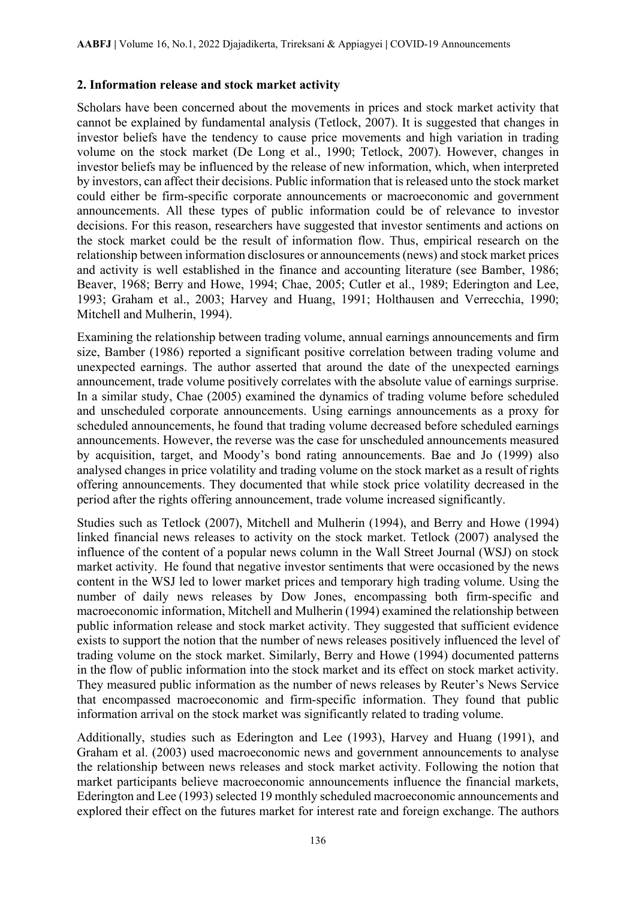## 2. Information release and stock market activity

Scholars have been concerned about the movements in prices and stock market activity that cannot be explained by fundamental analysis (Tetlock, 2007). It is suggested that changes in investor beliefs have the tendency to cause price movements and high variation in trading volume on the stock market (De Long et al., 1990; Tetlock, 2007). However, changes in investor beliefs may be influenced by the release of new information, which, when interpreted by investors, can affect their decisions. Public information that is released unto the stock market could either be firm-specific corporate announcements or macroeconomic and government announcements. All these types of public information could be of relevance to investor decisions. For this reason, researchers have suggested that investor sentiments and actions on the stock market could be the result of information flow. Thus, empirical research on the relationship between information disclosures or announcements (news) and stock market prices and activity is well established in the finance and accounting literature (see Bamber, 1986; Beaver, 1968; Berry and Howe, 1994; Chae, 2005; Cutler et al., 1989; Ederington and Lee, 1993; Graham et al., 2003; Harvey and Huang, 1991; Holthausen and Verrecchia, 1990; Mitchell and Mulherin, 1994).

Examining the relationship between trading volume, annual earnings announcements and firm size, Bamber (1986) reported a significant positive correlation between trading volume and unexpected earnings. The author asserted that around the date of the unexpected earnings announcement, trade volume positively correlates with the absolute value of earnings surprise. In a similar study, Chae (2005) examined the dynamics of trading volume before scheduled and unscheduled corporate announcements. Using earnings announcements as a proxy for scheduled announcements, he found that trading volume decreased before scheduled earnings announcements. However, the reverse was the case for unscheduled announcements measured by acquisition, target, and Moody's bond rating announcements. Bae and Jo (1999) also analysed changes in price volatility and trading volume on the stock market as a result of rights offering announcements. They documented that while stock price volatility decreased in the period after the rights offering announcement, trade volume increased significantly.

Studies such as Tetlock (2007), Mitchell and Mulherin (1994), and Berry and Howe (1994) linked financial news releases to activity on the stock market. Tetlock (2007) analysed the influence of the content of a popular news column in the Wall Street Journal (WSJ) on stock market activity. He found that negative investor sentiments that were occasioned by the news content in the WSJ led to lower market prices and temporary high trading volume. Using the number of daily news releases by Dow Jones, encompassing both firm-specific and macroeconomic information, Mitchell and Mulherin (1994) examined the relationship between public information release and stock market activity. They suggested that sufficient evidence exists to support the notion that the number of news releases positively influenced the level of trading volume on the stock market. Similarly, Berry and Howe (1994) documented patterns in the flow of public information into the stock market and its effect on stock market activity. They measured public information as the number of news releases by Reuter's News Service that encompassed macroeconomic and firm-specific information. They found that public information arrival on the stock market was significantly related to trading volume.

Additionally, studies such as Ederington and Lee (1993), Harvey and Huang (1991), and Graham et al. (2003) used macroeconomic news and government announcements to analyse the relationship between news releases and stock market activity. Following the notion that market participants believe macroeconomic announcements influence the financial markets, Ederington and Lee (1993) selected 19 monthly scheduled macroeconomic announcements and explored their effect on the futures market for interest rate and foreign exchange. The authors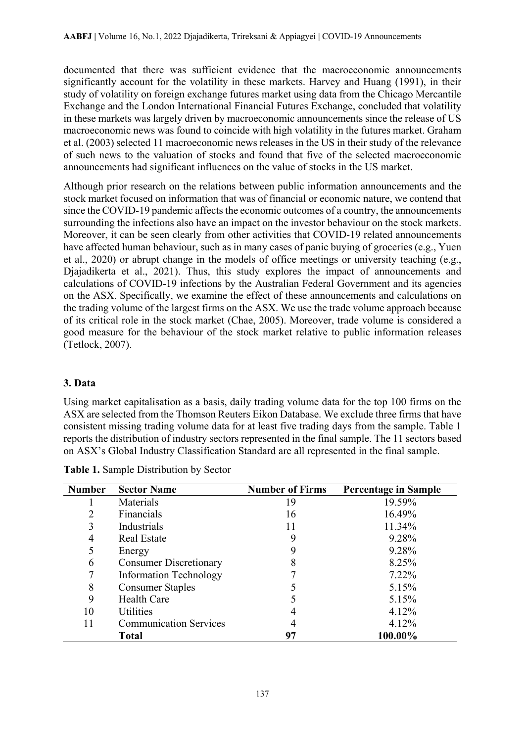documented that there was sufficient evidence that the macroeconomic announcements significantly account for the volatility in these markets. Harvey and Huang (1991), in their study of volatility on foreign exchange futures market using data from the Chicago Mercantile Exchange and the London International Financial Futures Exchange, concluded that volatility in these markets was largely driven by macroeconomic announcements since the release of US macroeconomic news was found to coincide with high volatility in the futures market. Graham et al. (2003) selected 11 macroeconomic news releases in the US in their study of the relevance of such news to the valuation of stocks and found that five of the selected macroeconomic announcements had significant influences on the value of stocks in the US market.

Although prior research on the relations between public information announcements and the stock market focused on information that was of financial or economic nature, we contend that since the COVID-19 pandemic affects the economic outcomes of a country, the announcements surrounding the infections also have an impact on the investor behaviour on the stock markets. Moreover, it can be seen clearly from other activities that COVID-19 related announcements have affected human behaviour, such as in many cases of panic buying of groceries (e.g., Yuen et al., 2020) or abrupt change in the models of office meetings or university teaching (e.g., Djajadikerta et al., 2021). Thus, this study explores the impact of announcements and calculations of COVID-19 infections by the Australian Federal Government and its agencies on the ASX. Specifically, we examine the effect of these announcements and calculations on the trading volume of the largest firms on the ASX. We use the trade volume approach because of its critical role in the stock market (Chae, 2005). Moreover, trade volume is considered a good measure for the behaviour of the stock market relative to public information releases (Tetlock, 2007).

## 3. Data

Using market capitalisation as a basis, daily trading volume data for the top 100 firms on the ASX are selected from the Thomson Reuters Eikon Database. We exclude three firms that have consistent missing trading volume data for at least five trading days from the sample. Table 1 reports the distribution of industry sectors represented in the final sample. The 11 sectors based on ASX's Global Industry Classification Standard are all represented in the final sample.

**Table 1.** Sample Distribution by Sector

| Number | Sector Name | Number of Firms | Percentage in Sample |
|---|---|---|---|
| 1 | Materials | 19 | 19.59% |
| 2 | Financials | 16 | 16.49% |
| 3 | Industrials | 11 | 11.34% |
| 4 | Real Estate | 9 | 9.28% |
| 5 | Energy | 9 | 9.28% |
| 6 | Consumer Discretionary | 8 | 8.25% |
| 7 | Information Technology | 7 | 7.22% |
| 8 | Consumer Staples | 5 | 5.15% |
| 9 | Health Care | 5 | 5.15% |
| 10 | Utilities | 4 | 4.12% |
| 11 | Communication Services | 4 | 4.12% |
| | **Total** | **97** | **100.00%** |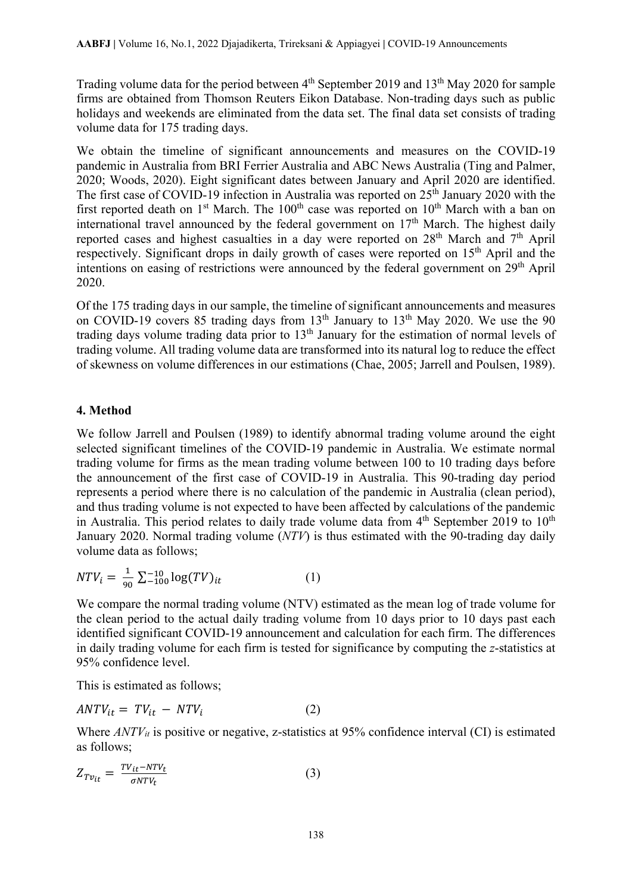Trading volume data for the period between 4th September 2019 and 13th May 2020 for sample firms are obtained from Thomson Reuters Eikon Database. Non-trading days such as public holidays and weekends are eliminated from the data set. The final data set consists of trading volume data for 175 trading days.

We obtain the timeline of significant announcements and measures on the COVID-19 pandemic in Australia from BRI Ferrier Australia and ABC News Australia (Ting and Palmer, 2020; Woods, 2020). Eight significant dates between January and April 2020 are identified. The first case of COVID-19 infection in Australia was reported on 25th January 2020 with the first reported death on 1st March. The 100th case was reported on 10th March with a ban on international travel announced by the federal government on 17th March. The highest daily reported cases and highest casualties in a day were reported on 28th March and 7th April respectively. Significant drops in daily growth of cases were reported on 15th April and the intentions on easing of restrictions were announced by the federal government on 29th April 2020.

Of the 175 trading days in our sample, the timeline of significant announcements and measures on COVID-19 covers 85 trading days from 13th January to 13th May 2020. We use the 90 trading days volume trading data prior to 13th January for the estimation of normal levels of trading volume. All trading volume data are transformed into its natural log to reduce the effect of skewness on volume differences in our estimations (Chae, 2005; Jarrell and Poulsen, 1989).

## 4. Method

We follow Jarrell and Poulsen (1989) to identify abnormal trading volume around the eight selected significant timelines of the COVID-19 pandemic in Australia. We estimate normal trading volume for firms as the mean trading volume between 100 to 10 trading days before the announcement of the first case of COVID-19 in Australia. This 90-trading day period represents a period where there is no calculation of the pandemic in Australia (clean period), and thus trading volume is not expected to have been affected by calculations of the pandemic in Australia. This period relates to daily trade volume data from 4th September 2019 to 10th January 2020. Normal trading volume (*NTV*) is thus estimated with the 90-trading day daily volume data as follows;

$$NTV_i = \frac{1}{90} \sum_{-100}^{-10} \log(TV)_{it} \qquad (1)$$

We compare the normal trading volume (NTV) estimated as the mean log of trade volume for the clean period to the actual daily trading volume from 10 days prior to 10 days past each identified significant COVID-19 announcement and calculation for each firm. The differences in daily trading volume for each firm is tested for significance by computing the *z*-statistics at 95% confidence level.

This is estimated as follows;

$$ANTV_{it} = TV_{it} - NTV_i \qquad (2)$$

Where $ANTV_{it}$ is positive or negative, z-statistics at 95% confidence interval (CI) is estimated as follows;

$$Z_{Tv_{it}} = \frac{TV_{it} - NTV_t}{\sigma NTV_t} \qquad (3)$$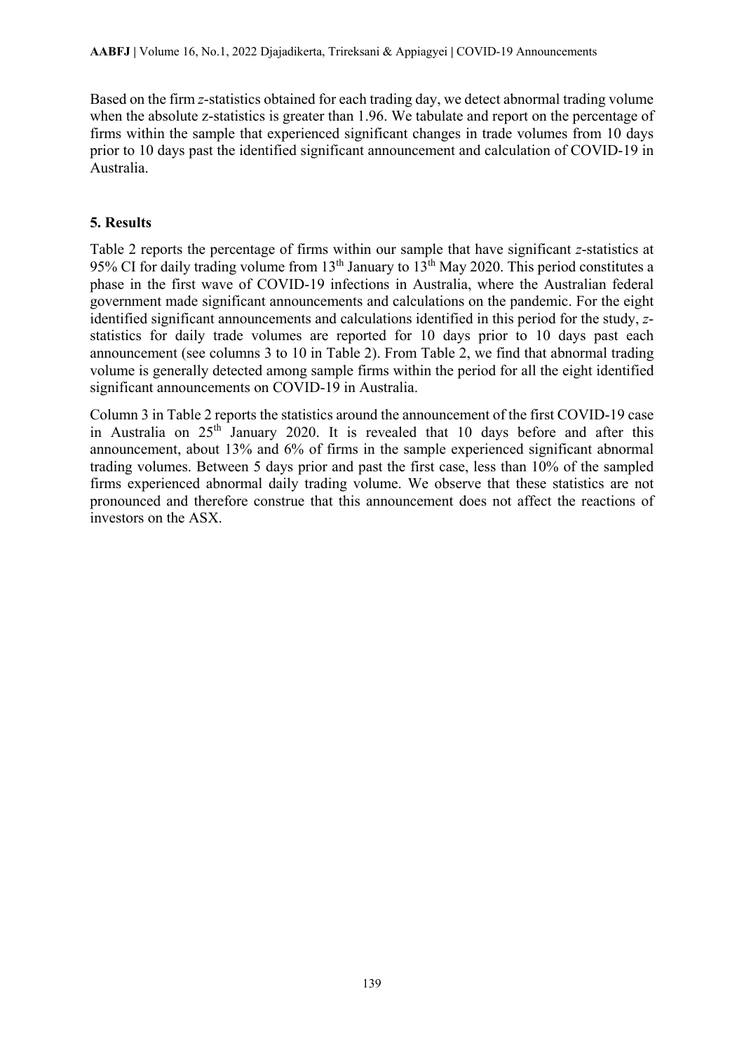Based on the firm *z*-statistics obtained for each trading day, we detect abnormal trading volume when the absolute z-statistics is greater than 1.96. We tabulate and report on the percentage of firms within the sample that experienced significant changes in trade volumes from 10 days prior to 10 days past the identified significant announcement and calculation of COVID-19 in Australia.

## 5. Results

Table 2 reports the percentage of firms within our sample that have significant *z*-statistics at 95% CI for daily trading volume from 13th January to 13th May 2020. This period constitutes a phase in the first wave of COVID-19 infections in Australia, where the Australian federal government made significant announcements and calculations on the pandemic. For the eight identified significant announcements and calculations identified in this period for the study, *z*-statistics for daily trade volumes are reported for 10 days prior to 10 days past each announcement (see columns 3 to 10 in Table 2). From Table 2, we find that abnormal trading volume is generally detected among sample firms within the period for all the eight identified significant announcements on COVID-19 in Australia.

Column 3 in Table 2 reports the statistics around the announcement of the first COVID-19 case in Australia on 25th January 2020. It is revealed that 10 days before and after this announcement, about 13% and 6% of firms in the sample experienced significant abnormal trading volumes. Between 5 days prior and past the first case, less than 10% of the sampled firms experienced abnormal daily trading volume. We observe that these statistics are not pronounced and therefore construe that this announcement does not affect the reactions of investors on the ASX.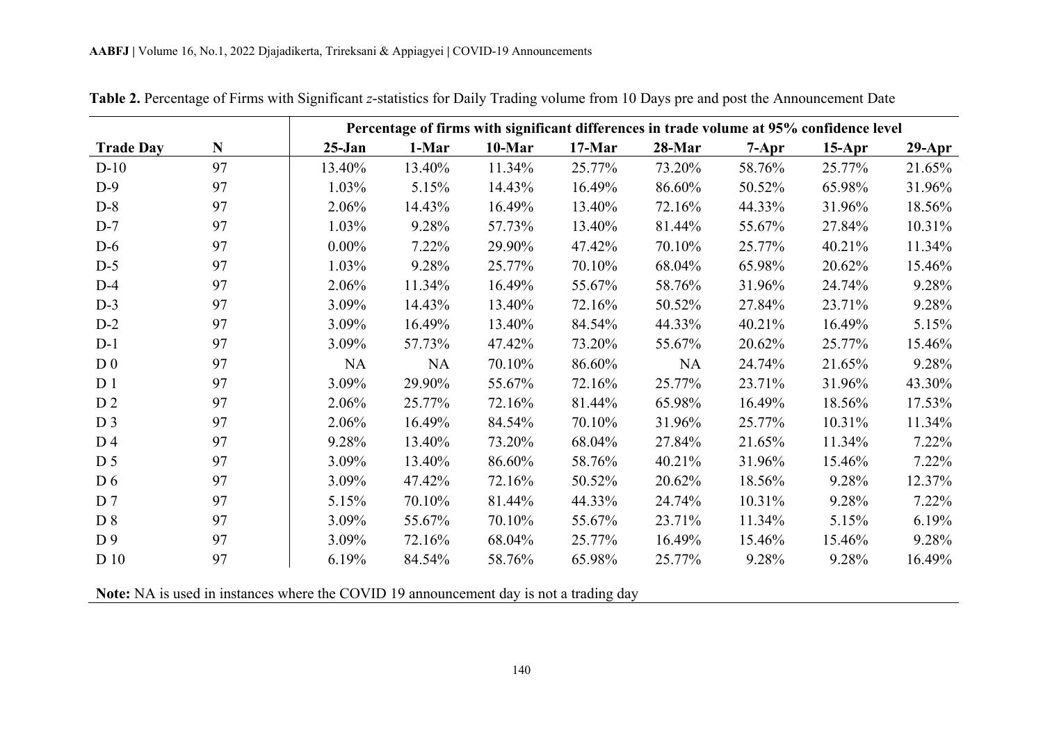**Table 2.** Percentage of Firms with Significant *z*-statistics for Daily Trading volume from 10 Days pre and post the Announcement Date

| | | Percentage of firms with significant differences in trade volume at 95% confidence level | | | | | | | |
|---|---|---|---|---|---|---|---|---|---|
| **Trade Day** | **N** | **25-Jan** | **1-Mar** | **10-Mar** | **17-Mar** | **28-Mar** | **7-Apr** | **15-Apr** | **29-Apr** |
| D-10 | 97 | 13.40% | 13.40% | 11.34% | 25.77% | 73.20% | 58.76% | 25.77% | 21.65% |
| D-9 | 97 | 1.03% | 5.15% | 14.43% | 16.49% | 86.60% | 50.52% | 65.98% | 31.96% |
| D-8 | 97 | 2.06% | 14.43% | 16.49% | 13.40% | 72.16% | 44.33% | 31.96% | 18.56% |
| D-7 | 97 | 1.03% | 9.28% | 57.73% | 13.40% | 81.44% | 55.67% | 27.84% | 10.31% |
| D-6 | 97 | 0.00% | 7.22% | 29.90% | 47.42% | 70.10% | 25.77% | 40.21% | 11.34% |
| D-5 | 97 | 1.03% | 9.28% | 25.77% | 70.10% | 68.04% | 65.98% | 20.62% | 15.46% |
| D-4 | 97 | 2.06% | 11.34% | 16.49% | 55.67% | 58.76% | 31.96% | 24.74% | 9.28% |
| D-3 | 97 | 3.09% | 14.43% | 13.40% | 72.16% | 50.52% | 27.84% | 23.71% | 9.28% |
| D-2 | 97 | 3.09% | 16.49% | 13.40% | 84.54% | 44.33% | 40.21% | 16.49% | 5.15% |
| D-1 | 97 | 3.09% | 57.73% | 47.42% | 73.20% | 55.67% | 20.62% | 25.77% | 15.46% |
| D 0 | 97 | NA | NA | 70.10% | 86.60% | NA | 24.74% | 21.65% | 9.28% |
| D 1 | 97 | 3.09% | 29.90% | 55.67% | 72.16% | 25.77% | 23.71% | 31.96% | 43.30% |
| D 2 | 97 | 2.06% | 25.77% | 72.16% | 81.44% | 65.98% | 16.49% | 18.56% | 17.53% |
| D 3 | 97 | 2.06% | 16.49% | 84.54% | 70.10% | 31.96% | 25.77% | 10.31% | 11.34% |
| D 4 | 97 | 9.28% | 13.40% | 73.20% | 68.04% | 27.84% | 21.65% | 11.34% | 7.22% |
| D 5 | 97 | 3.09% | 13.40% | 86.60% | 58.76% | 40.21% | 31.96% | 15.46% | 7.22% |
| D 6 | 97 | 3.09% | 47.42% | 72.16% | 50.52% | 20.62% | 18.56% | 9.28% | 12.37% |
| D 7 | 97 | 5.15% | 70.10% | 81.44% | 44.33% | 24.74% | 10.31% | 9.28% | 7.22% |
| D 8 | 97 | 3.09% | 55.67% | 70.10% | 55.67% | 23.71% | 11.34% | 5.15% | 6.19% |
| D 9 | 97 | 3.09% | 72.16% | 68.04% | 25.77% | 16.49% | 15.46% | 15.46% | 9.28% |
| D 10 | 97 | 6.19% | 84.54% | 58.76% | 65.98% | 25.77% | 9.28% | 9.28% | 16.49% |

**Note:** NA is used in instances where the COVID 19 announcement day is not a trading day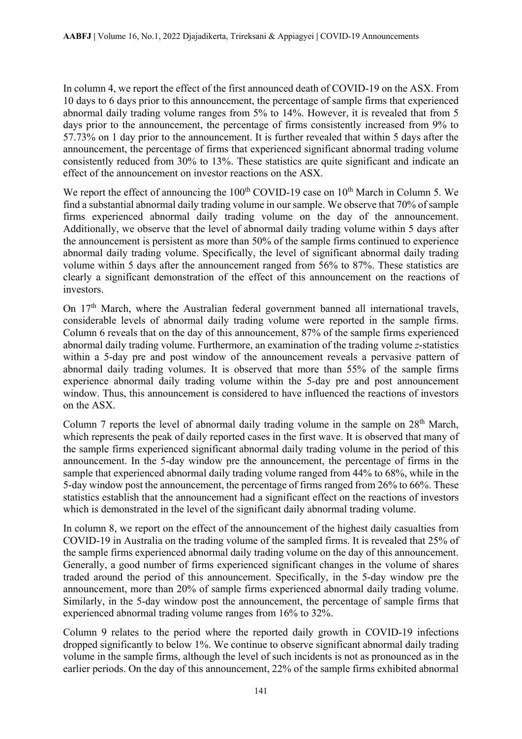In column 4, we report the effect of the first announced death of COVID-19 on the ASX. From 10 days to 6 days prior to this announcement, the percentage of sample firms that experienced abnormal daily trading volume ranges from 5% to 14%. However, it is revealed that from 5 days prior to the announcement, the percentage of firms consistently increased from 9% to 57.73% on 1 day prior to the announcement. It is further revealed that within 5 days after the announcement, the percentage of firms that experienced significant abnormal trading volume consistently reduced from 30% to 13%. These statistics are quite significant and indicate an effect of the announcement on investor reactions on the ASX.

We report the effect of announcing the 100th COVID-19 case on 10th March in Column 5. We find a substantial abnormal daily trading volume in our sample. We observe that 70% of sample firms experienced abnormal daily trading volume on the day of the announcement. Additionally, we observe that the level of abnormal daily trading volume within 5 days after the announcement is persistent as more than 50% of the sample firms continued to experience abnormal daily trading volume. Specifically, the level of significant abnormal daily trading volume within 5 days after the announcement ranged from 56% to 87%. These statistics are clearly a significant demonstration of the effect of this announcement on the reactions of investors.

On 17th March, where the Australian federal government banned all international travels, considerable levels of abnormal daily trading volume were reported in the sample firms. Column 6 reveals that on the day of this announcement, 87% of the sample firms experienced abnormal daily trading volume. Furthermore, an examination of the trading volume *z*-statistics within a 5-day pre and post window of the announcement reveals a pervasive pattern of abnormal daily trading volumes. It is observed that more than 55% of the sample firms experience abnormal daily trading volume within the 5-day pre and post announcement window. Thus, this announcement is considered to have influenced the reactions of investors on the ASX.

Column 7 reports the level of abnormal daily trading volume in the sample on 28th March, which represents the peak of daily reported cases in the first wave. It is observed that many of the sample firms experienced significant abnormal daily trading volume in the period of this announcement. In the 5-day window pre the announcement, the percentage of firms in the sample that experienced abnormal daily trading volume ranged from 44% to 68%, while in the 5-day window post the announcement, the percentage of firms ranged from 26% to 66%. These statistics establish that the announcement had a significant effect on the reactions of investors which is demonstrated in the level of the significant daily abnormal trading volume.

In column 8, we report on the effect of the announcement of the highest daily casualties from COVID-19 in Australia on the trading volume of the sampled firms. It is revealed that 25% of the sample firms experienced abnormal daily trading volume on the day of this announcement. Generally, a good number of firms experienced significant changes in the volume of shares traded around the period of this announcement. Specifically, in the 5-day window pre the announcement, more than 20% of sample firms experienced abnormal daily trading volume. Similarly, in the 5-day window post the announcement, the percentage of sample firms that experienced abnormal trading volume ranges from 16% to 32%.

Column 9 relates to the period where the reported daily growth in COVID-19 infections dropped significantly to below 1%. We continue to observe significant abnormal daily trading volume in the sample firms, although the level of such incidents is not as pronounced as in the earlier periods. On the day of this announcement, 22% of the sample firms exhibited abnormal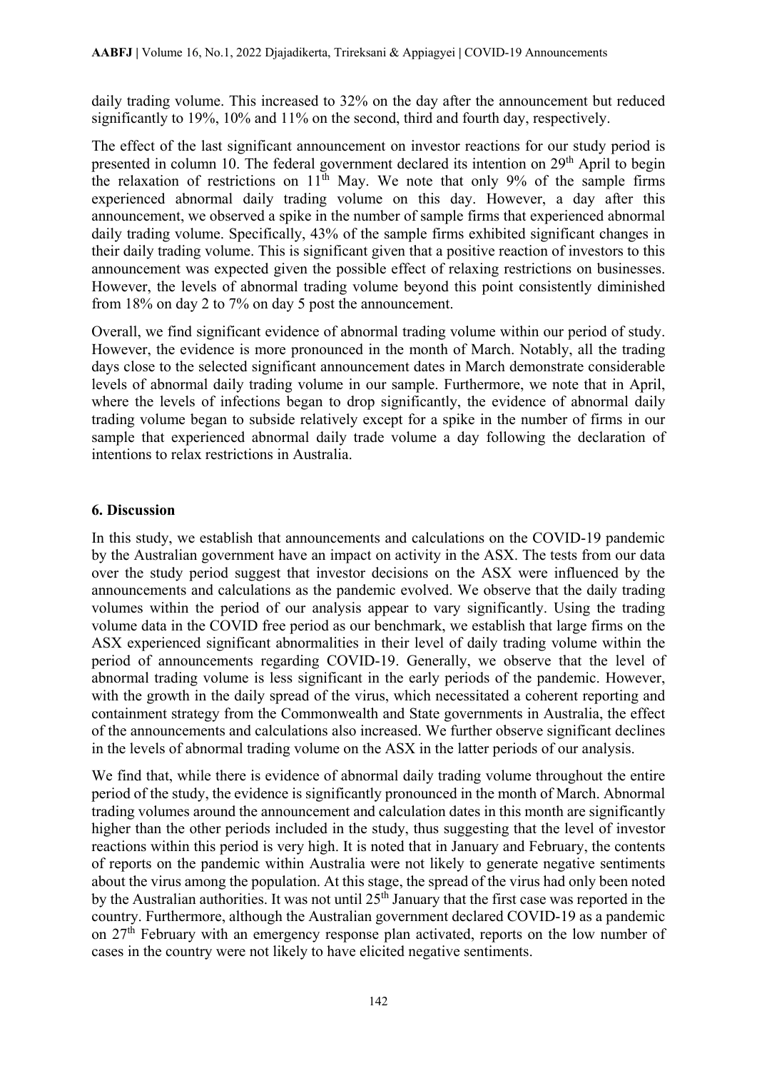daily trading volume. This increased to 32% on the day after the announcement but reduced significantly to 19%, 10% and 11% on the second, third and fourth day, respectively.

The effect of the last significant announcement on investor reactions for our study period is presented in column 10. The federal government declared its intention on 29th April to begin the relaxation of restrictions on 11th May. We note that only 9% of the sample firms experienced abnormal daily trading volume on this day. However, a day after this announcement, we observed a spike in the number of sample firms that experienced abnormal daily trading volume. Specifically, 43% of the sample firms exhibited significant changes in their daily trading volume. This is significant given that a positive reaction of investors to this announcement was expected given the possible effect of relaxing restrictions on businesses. However, the levels of abnormal trading volume beyond this point consistently diminished from 18% on day 2 to 7% on day 5 post the announcement.

Overall, we find significant evidence of abnormal trading volume within our period of study. However, the evidence is more pronounced in the month of March. Notably, all the trading days close to the selected significant announcement dates in March demonstrate considerable levels of abnormal daily trading volume in our sample. Furthermore, we note that in April, where the levels of infections began to drop significantly, the evidence of abnormal daily trading volume began to subside relatively except for a spike in the number of firms in our sample that experienced abnormal daily trade volume a day following the declaration of intentions to relax restrictions in Australia.

## 6. Discussion

In this study, we establish that announcements and calculations on the COVID-19 pandemic by the Australian government have an impact on activity in the ASX. The tests from our data over the study period suggest that investor decisions on the ASX were influenced by the announcements and calculations as the pandemic evolved. We observe that the daily trading volumes within the period of our analysis appear to vary significantly. Using the trading volume data in the COVID free period as our benchmark, we establish that large firms on the ASX experienced significant abnormalities in their level of daily trading volume within the period of announcements regarding COVID-19. Generally, we observe that the level of abnormal trading volume is less significant in the early periods of the pandemic. However, with the growth in the daily spread of the virus, which necessitated a coherent reporting and containment strategy from the Commonwealth and State governments in Australia, the effect of the announcements and calculations also increased. We further observe significant declines in the levels of abnormal trading volume on the ASX in the latter periods of our analysis.

We find that, while there is evidence of abnormal daily trading volume throughout the entire period of the study, the evidence is significantly pronounced in the month of March. Abnormal trading volumes around the announcement and calculation dates in this month are significantly higher than the other periods included in the study, thus suggesting that the level of investor reactions within this period is very high. It is noted that in January and February, the contents of reports on the pandemic within Australia were not likely to generate negative sentiments about the virus among the population. At this stage, the spread of the virus had only been noted by the Australian authorities. It was not until 25th January that the first case was reported in the country. Furthermore, although the Australian government declared COVID-19 as a pandemic on 27th February with an emergency response plan activated, reports on the low number of cases in the country were not likely to have elicited negative sentiments.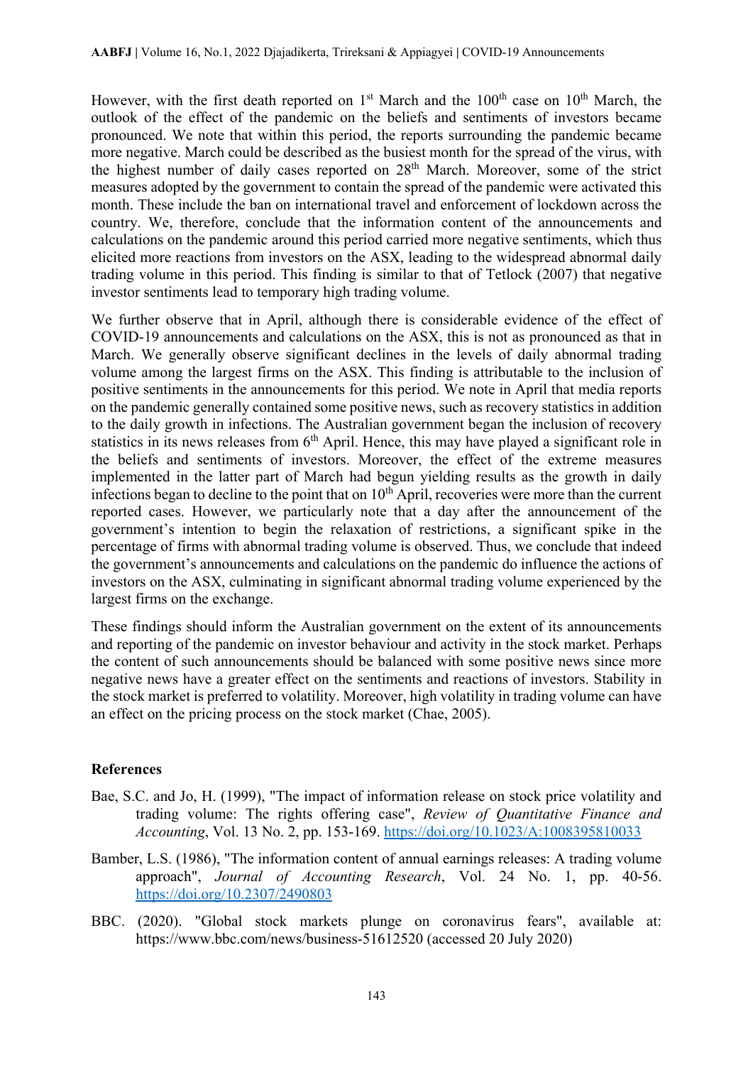However, with the first death reported on 1st March and the 100th case on 10th March, the outlook of the effect of the pandemic on the beliefs and sentiments of investors became pronounced. We note that within this period, the reports surrounding the pandemic became more negative. March could be described as the busiest month for the spread of the virus, with the highest number of daily cases reported on 28th March. Moreover, some of the strict measures adopted by the government to contain the spread of the pandemic were activated this month. These include the ban on international travel and enforcement of lockdown across the country. We, therefore, conclude that the information content of the announcements and calculations on the pandemic around this period carried more negative sentiments, which thus elicited more reactions from investors on the ASX, leading to the widespread abnormal daily trading volume in this period. This finding is similar to that of Tetlock (2007) that negative investor sentiments lead to temporary high trading volume.

We further observe that in April, although there is considerable evidence of the effect of COVID-19 announcements and calculations on the ASX, this is not as pronounced as that in March. We generally observe significant declines in the levels of daily abnormal trading volume among the largest firms on the ASX. This finding is attributable to the inclusion of positive sentiments in the announcements for this period. We note in April that media reports on the pandemic generally contained some positive news, such as recovery statistics in addition to the daily growth in infections. The Australian government began the inclusion of recovery statistics in its news releases from 6th April. Hence, this may have played a significant role in the beliefs and sentiments of investors. Moreover, the effect of the extreme measures implemented in the latter part of March had begun yielding results as the growth in daily infections began to decline to the point that on 10th April, recoveries were more than the current reported cases. However, we particularly note that a day after the announcement of the government's intention to begin the relaxation of restrictions, a significant spike in the percentage of firms with abnormal trading volume is observed. Thus, we conclude that indeed the government's announcements and calculations on the pandemic do influence the actions of investors on the ASX, culminating in significant abnormal trading volume experienced by the largest firms on the exchange.

These findings should inform the Australian government on the extent of its announcements and reporting of the pandemic on investor behaviour and activity in the stock market. Perhaps the content of such announcements should be balanced with some positive news since more negative news have a greater effect on the sentiments and reactions of investors. Stability in the stock market is preferred to volatility. Moreover, high volatility in trading volume can have an effect on the pricing process on the stock market (Chae, 2005).

## References

Bae, S.C. and Jo, H. (1999), "The impact of information release on stock price volatility and trading volume: The rights offering case", *Review of Quantitative Finance and Accounting*, Vol. 13 No. 2, pp. 153-169. https://doi.org/10.1023/A:1008395810033

Bamber, L.S. (1986), "The information content of annual earnings releases: A trading volume approach", *Journal of Accounting Research*, Vol. 24 No. 1, pp. 40-56. https://doi.org/10.2307/2490803

BBC. (2020). "Global stock markets plunge on coronavirus fears", available at: https://www.bbc.com/news/business-51612520 (accessed 20 July 2020)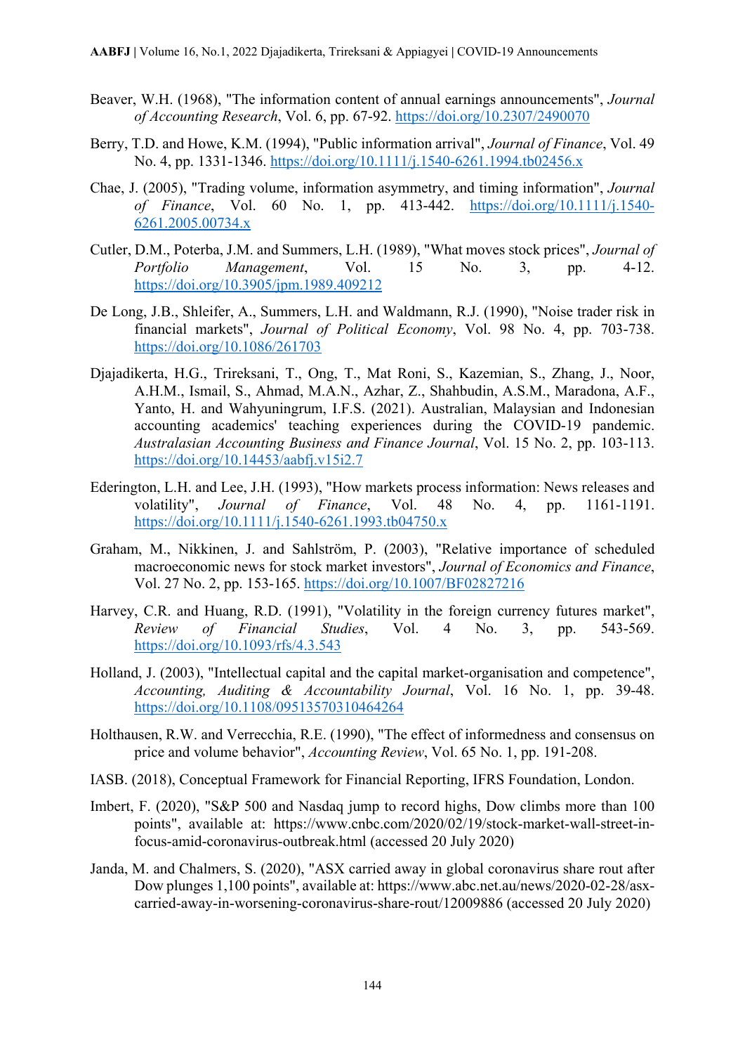Beaver, W.H. (1968), "The information content of annual earnings announcements", *Journal of Accounting Research*, Vol. 6, pp. 67-92. https://doi.org/10.2307/2490070

Berry, T.D. and Howe, K.M. (1994), "Public information arrival", *Journal of Finance*, Vol. 49 No. 4, pp. 1331-1346. https://doi.org/10.1111/j.1540-6261.1994.tb02456.x

Chae, J. (2005), "Trading volume, information asymmetry, and timing information", *Journal of Finance*, Vol. 60 No. 1, pp. 413-442. https://doi.org/10.1111/j.1540-6261.2005.00734.x

Cutler, D.M., Poterba, J.M. and Summers, L.H. (1989), "What moves stock prices", *Journal of Portfolio Management*, Vol. 15 No. 3, pp. 4-12. https://doi.org/10.3905/jpm.1989.409212

De Long, J.B., Shleifer, A., Summers, L.H. and Waldmann, R.J. (1990), "Noise trader risk in financial markets", *Journal of Political Economy*, Vol. 98 No. 4, pp. 703-738. https://doi.org/10.1086/261703

Djajadikerta, H.G., Trireksani, T., Ong, T., Mat Roni, S., Kazemian, S., Zhang, J., Noor, A.H.M., Ismail, S., Ahmad, M.A.N., Azhar, Z., Shahbudin, A.S.M., Maradona, A.F., Yanto, H. and Wahyuningrum, I.F.S. (2021). Australian, Malaysian and Indonesian accounting academics' teaching experiences during the COVID-19 pandemic. *Australasian Accounting Business and Finance Journal*, Vol. 15 No. 2, pp. 103-113. https://doi.org/10.14453/aabfj.v15i2.7

Ederington, L.H. and Lee, J.H. (1993), "How markets process information: News releases and volatility", *Journal of Finance*, Vol. 48 No. 4, pp. 1161-1191. https://doi.org/10.1111/j.1540-6261.1993.tb04750.x

Graham, M., Nikkinen, J. and Sahlström, P. (2003), "Relative importance of scheduled macroeconomic news for stock market investors", *Journal of Economics and Finance*, Vol. 27 No. 2, pp. 153-165. https://doi.org/10.1007/BF02827216

Harvey, C.R. and Huang, R.D. (1991), "Volatility in the foreign currency futures market", *Review of Financial Studies*, Vol. 4 No. 3, pp. 543-569. https://doi.org/10.1093/rfs/4.3.543

Holland, J. (2003), "Intellectual capital and the capital market-organisation and competence", *Accounting, Auditing & Accountability Journal*, Vol. 16 No. 1, pp. 39-48. https://doi.org/10.1108/09513570310464264

Holthausen, R.W. and Verrecchia, R.E. (1990), "The effect of informedness and consensus on price and volume behavior", *Accounting Review*, Vol. 65 No. 1, pp. 191-208.

IASB. (2018), Conceptual Framework for Financial Reporting, IFRS Foundation, London.

Imbert, F. (2020), "S&P 500 and Nasdaq jump to record highs, Dow climbs more than 100 points", available at: https://www.cnbc.com/2020/02/19/stock-market-wall-street-in-focus-amid-coronavirus-outbreak.html (accessed 20 July 2020)

Janda, M. and Chalmers, S. (2020), "ASX carried away in global coronavirus share rout after Dow plunges 1,100 points", available at: https://www.abc.net.au/news/2020-02-28/asx-carried-away-in-worsening-coronavirus-share-rout/12009886 (accessed 20 July 2020)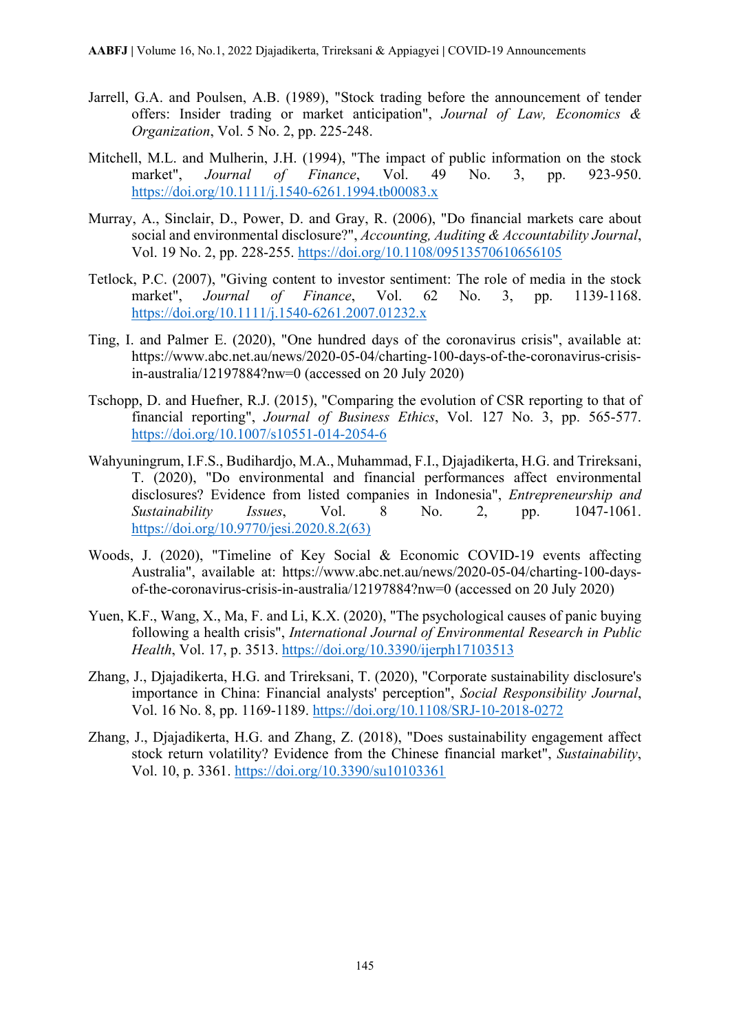Jarrell, G.A. and Poulsen, A.B. (1989), "Stock trading before the announcement of tender offers: Insider trading or market anticipation", *Journal of Law, Economics & Organization*, Vol. 5 No. 2, pp. 225-248.

Mitchell, M.L. and Mulherin, J.H. (1994), "The impact of public information on the stock market", *Journal of Finance*, Vol. 49 No. 3, pp. 923-950. https://doi.org/10.1111/j.1540-6261.1994.tb00083.x

Murray, A., Sinclair, D., Power, D. and Gray, R. (2006), "Do financial markets care about social and environmental disclosure?", *Accounting, Auditing & Accountability Journal*, Vol. 19 No. 2, pp. 228-255. https://doi.org/10.1108/09513570610656105

Tetlock, P.C. (2007), "Giving content to investor sentiment: The role of media in the stock market", *Journal of Finance*, Vol. 62 No. 3, pp. 1139-1168. https://doi.org/10.1111/j.1540-6261.2007.01232.x

Ting, I. and Palmer E. (2020), "One hundred days of the coronavirus crisis", available at: https://www.abc.net.au/news/2020-05-04/charting-100-days-of-the-coronavirus-crisis-in-australia/12197884?nw=0 (accessed on 20 July 2020)

Tschopp, D. and Huefner, R.J. (2015), "Comparing the evolution of CSR reporting to that of financial reporting", *Journal of Business Ethics*, Vol. 127 No. 3, pp. 565-577. https://doi.org/10.1007/s10551-014-2054-6

Wahyuningrum, I.F.S., Budihardjo, M.A., Muhammad, F.I., Djajadikerta, H.G. and Trireksani, T. (2020), "Do environmental and financial performances affect environmental disclosures? Evidence from listed companies in Indonesia", *Entrepreneurship and Sustainability Issues*, Vol. 8 No. 2, pp. 1047-1061. https://doi.org/10.9770/jesi.2020.8.2(63)

Woods, J. (2020), "Timeline of Key Social & Economic COVID-19 events affecting Australia", available at: https://www.abc.net.au/news/2020-05-04/charting-100-days-of-the-coronavirus-crisis-in-australia/12197884?nw=0 (accessed on 20 July 2020)

Yuen, K.F., Wang, X., Ma, F. and Li, K.X. (2020), "The psychological causes of panic buying following a health crisis", *International Journal of Environmental Research in Public Health*, Vol. 17, p. 3513. https://doi.org/10.3390/ijerph17103513

Zhang, J., Djajadikerta, H.G. and Trireksani, T. (2020), "Corporate sustainability disclosure's importance in China: Financial analysts' perception", *Social Responsibility Journal*, Vol. 16 No. 8, pp. 1169-1189. https://doi.org/10.1108/SRJ-10-2018-0272

Zhang, J., Djajadikerta, H.G. and Zhang, Z. (2018), "Does sustainability engagement affect stock return volatility? Evidence from the Chinese financial market", *Sustainability*, Vol. 10, p. 3361. https://doi.org/10.3390/su10103361